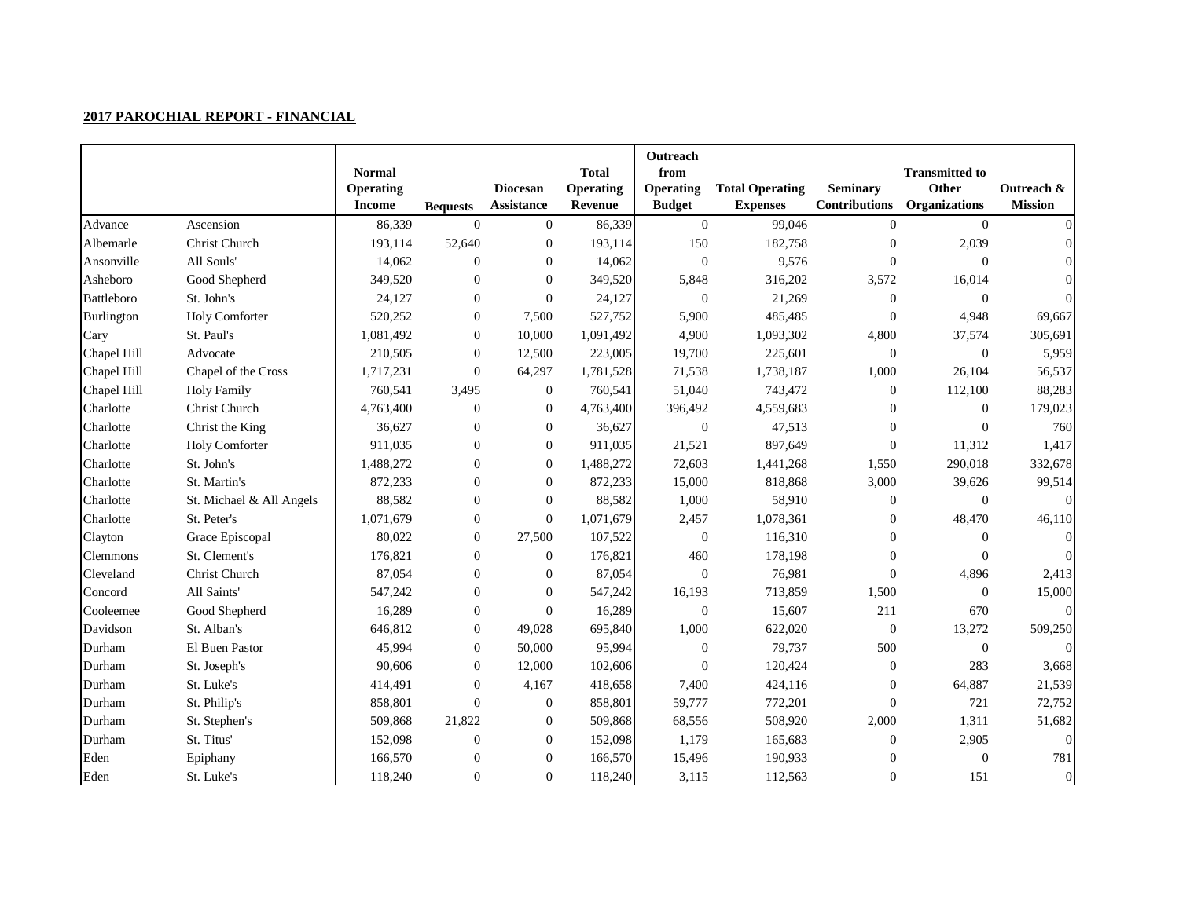**2017 PAROCHIAL REPORT - FINANCIAL**

| | | Normal Operating Income | Bequests | Diocesan Assistance | Total Operating Revenue | Outreach from Operating Budget | Total Operating Expenses | Seminary Contributions | Transmitted to Other Organizations | Outreach & Mission |
|---|---|---|---|---|---|---|---|---|---|---|
| Advance | Ascension | 86,339 | 0 | 0 | 86,339 | 0 | 99,046 | 0 | 0 | 0 |
| Albemarle | Christ Church | 193,114 | 52,640 | 0 | 193,114 | 150 | 182,758 | 0 | 2,039 | 0 |
| Ansonville | All Souls' | 14,062 | 0 | 0 | 14,062 | 0 | 9,576 | 0 | 0 | 0 |
| Asheboro | Good Shepherd | 349,520 | 0 | 0 | 349,520 | 5,848 | 316,202 | 3,572 | 16,014 | 0 |
| Battleboro | St. John's | 24,127 | 0 | 0 | 24,127 | 0 | 21,269 | 0 | 0 | 0 |
| Burlington | Holy Comforter | 520,252 | 0 | 7,500 | 527,752 | 5,900 | 485,485 | 0 | 4,948 | 69,667 |
| Cary | St. Paul's | 1,081,492 | 0 | 10,000 | 1,091,492 | 4,900 | 1,093,302 | 4,800 | 37,574 | 305,691 |
| Chapel Hill | Advocate | 210,505 | 0 | 12,500 | 223,005 | 19,700 | 225,601 | 0 | 0 | 5,959 |
| Chapel Hill | Chapel of the Cross | 1,717,231 | 0 | 64,297 | 1,781,528 | 71,538 | 1,738,187 | 1,000 | 26,104 | 56,537 |
| Chapel Hill | Holy Family | 760,541 | 3,495 | 0 | 760,541 | 51,040 | 743,472 | 0 | 112,100 | 88,283 |
| Charlotte | Christ Church | 4,763,400 | 0 | 0 | 4,763,400 | 396,492 | 4,559,683 | 0 | 0 | 179,023 |
| Charlotte | Christ the King | 36,627 | 0 | 0 | 36,627 | 0 | 47,513 | 0 | 0 | 760 |
| Charlotte | Holy Comforter | 911,035 | 0 | 0 | 911,035 | 21,521 | 897,649 | 0 | 11,312 | 1,417 |
| Charlotte | St. John's | 1,488,272 | 0 | 0 | 1,488,272 | 72,603 | 1,441,268 | 1,550 | 290,018 | 332,678 |
| Charlotte | St. Martin's | 872,233 | 0 | 0 | 872,233 | 15,000 | 818,868 | 3,000 | 39,626 | 99,514 |
| Charlotte | St. Michael & All Angels | 88,582 | 0 | 0 | 88,582 | 1,000 | 58,910 | 0 | 0 | 0 |
| Charlotte | St. Peter's | 1,071,679 | 0 | 0 | 1,071,679 | 2,457 | 1,078,361 | 0 | 48,470 | 46,110 |
| Clayton | Grace Episcopal | 80,022 | 0 | 27,500 | 107,522 | 0 | 116,310 | 0 | 0 | 0 |
| Clemmons | St. Clement's | 176,821 | 0 | 0 | 176,821 | 460 | 178,198 | 0 | 0 | 0 |
| Cleveland | Christ Church | 87,054 | 0 | 0 | 87,054 | 0 | 76,981 | 0 | 4,896 | 2,413 |
| Concord | All Saints' | 547,242 | 0 | 0 | 547,242 | 16,193 | 713,859 | 1,500 | 0 | 15,000 |
| Cooleemee | Good Shepherd | 16,289 | 0 | 0 | 16,289 | 0 | 15,607 | 211 | 670 | 0 |
| Davidson | St. Alban's | 646,812 | 0 | 49,028 | 695,840 | 1,000 | 622,020 | 0 | 13,272 | 509,250 |
| Durham | El Buen Pastor | 45,994 | 0 | 50,000 | 95,994 | 0 | 79,737 | 500 | 0 | 0 |
| Durham | St. Joseph's | 90,606 | 0 | 12,000 | 102,606 | 0 | 120,424 | 0 | 283 | 3,668 |
| Durham | St. Luke's | 414,491 | 0 | 4,167 | 418,658 | 7,400 | 424,116 | 0 | 64,887 | 21,539 |
| Durham | St. Philip's | 858,801 | 0 | 0 | 858,801 | 59,777 | 772,201 | 0 | 721 | 72,752 |
| Durham | St. Stephen's | 509,868 | 21,822 | 0 | 509,868 | 68,556 | 508,920 | 2,000 | 1,311 | 51,682 |
| Durham | St. Titus' | 152,098 | 0 | 0 | 152,098 | 1,179 | 165,683 | 0 | 2,905 | 0 |
| Eden | Epiphany | 166,570 | 0 | 0 | 166,570 | 15,496 | 190,933 | 0 | 0 | 781 |
| Eden | St. Luke's | 118,240 | 0 | 0 | 118,240 | 3,115 | 112,563 | 0 | 151 | 0 |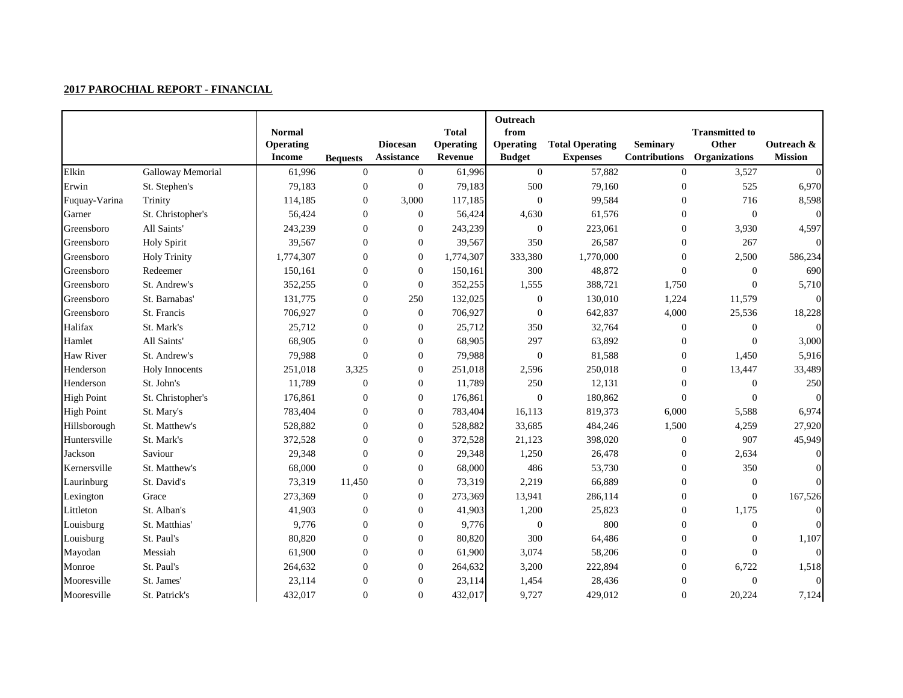**2017 PAROCHIAL REPORT - FINANCIAL**

| | | Normal Operating Income | Bequests | Diocesan Assistance | Total Operating Revenue | Outreach from Operating Budget | Total Operating Expenses | Seminary Contributions | Transmitted to Other Organizations | Outreach & Mission |
|---|---|---|---|---|---|---|---|---|---|---|
| Elkin | Galloway Memorial | 61,996 | 0 | 0 | 61,996 | 0 | 57,882 | 0 | 3,527 | 0 |
| Erwin | St. Stephen's | 79,183 | 0 | 0 | 79,183 | 500 | 79,160 | 0 | 525 | 6,970 |
| Fuquay-Varina | Trinity | 114,185 | 0 | 3,000 | 117,185 | 0 | 99,584 | 0 | 716 | 8,598 |
| Garner | St. Christopher's | 56,424 | 0 | 0 | 56,424 | 4,630 | 61,576 | 0 | 0 | 0 |
| Greensboro | All Saints' | 243,239 | 0 | 0 | 243,239 | 0 | 223,061 | 0 | 3,930 | 4,597 |
| Greensboro | Holy Spirit | 39,567 | 0 | 0 | 39,567 | 350 | 26,587 | 0 | 267 | 0 |
| Greensboro | Holy Trinity | 1,774,307 | 0 | 0 | 1,774,307 | 333,380 | 1,770,000 | 0 | 2,500 | 586,234 |
| Greensboro | Redeemer | 150,161 | 0 | 0 | 150,161 | 300 | 48,872 | 0 | 0 | 690 |
| Greensboro | St. Andrew's | 352,255 | 0 | 0 | 352,255 | 1,555 | 388,721 | 1,750 | 0 | 5,710 |
| Greensboro | St. Barnabas' | 131,775 | 0 | 250 | 132,025 | 0 | 130,010 | 1,224 | 11,579 | 0 |
| Greensboro | St. Francis | 706,927 | 0 | 0 | 706,927 | 0 | 642,837 | 4,000 | 25,536 | 18,228 |
| Halifax | St. Mark's | 25,712 | 0 | 0 | 25,712 | 350 | 32,764 | 0 | 0 | 0 |
| Hamlet | All Saints' | 68,905 | 0 | 0 | 68,905 | 297 | 63,892 | 0 | 0 | 3,000 |
| Haw River | St. Andrew's | 79,988 | 0 | 0 | 79,988 | 0 | 81,588 | 0 | 1,450 | 5,916 |
| Henderson | Holy Innocents | 251,018 | 3,325 | 0 | 251,018 | 2,596 | 250,018 | 0 | 13,447 | 33,489 |
| Henderson | St. John's | 11,789 | 0 | 0 | 11,789 | 250 | 12,131 | 0 | 0 | 250 |
| High Point | St. Christopher's | 176,861 | 0 | 0 | 176,861 | 0 | 180,862 | 0 | 0 | 0 |
| High Point | St. Mary's | 783,404 | 0 | 0 | 783,404 | 16,113 | 819,373 | 6,000 | 5,588 | 6,974 |
| Hillsborough | St. Matthew's | 528,882 | 0 | 0 | 528,882 | 33,685 | 484,246 | 1,500 | 4,259 | 27,920 |
| Huntersville | St. Mark's | 372,528 | 0 | 0 | 372,528 | 21,123 | 398,020 | 0 | 907 | 45,949 |
| Jackson | Saviour | 29,348 | 0 | 0 | 29,348 | 1,250 | 26,478 | 0 | 2,634 | 0 |
| Kernersville | St. Matthew's | 68,000 | 0 | 0 | 68,000 | 486 | 53,730 | 0 | 350 | 0 |
| Laurinburg | St. David's | 73,319 | 11,450 | 0 | 73,319 | 2,219 | 66,889 | 0 | 0 | 0 |
| Lexington | Grace | 273,369 | 0 | 0 | 273,369 | 13,941 | 286,114 | 0 | 0 | 167,526 |
| Littleton | St. Alban's | 41,903 | 0 | 0 | 41,903 | 1,200 | 25,823 | 0 | 1,175 | 0 |
| Louisburg | St. Matthias' | 9,776 | 0 | 0 | 9,776 | 0 | 800 | 0 | 0 | 0 |
| Louisburg | St. Paul's | 80,820 | 0 | 0 | 80,820 | 300 | 64,486 | 0 | 0 | 1,107 |
| Mayodan | Messiah | 61,900 | 0 | 0 | 61,900 | 3,074 | 58,206 | 0 | 0 | 0 |
| Monroe | St. Paul's | 264,632 | 0 | 0 | 264,632 | 3,200 | 222,894 | 0 | 6,722 | 1,518 |
| Mooresville | St. James' | 23,114 | 0 | 0 | 23,114 | 1,454 | 28,436 | 0 | 0 | 0 |
| Mooresville | St. Patrick's | 432,017 | 0 | 0 | 432,017 | 9,727 | 429,012 | 0 | 20,224 | 7,124 |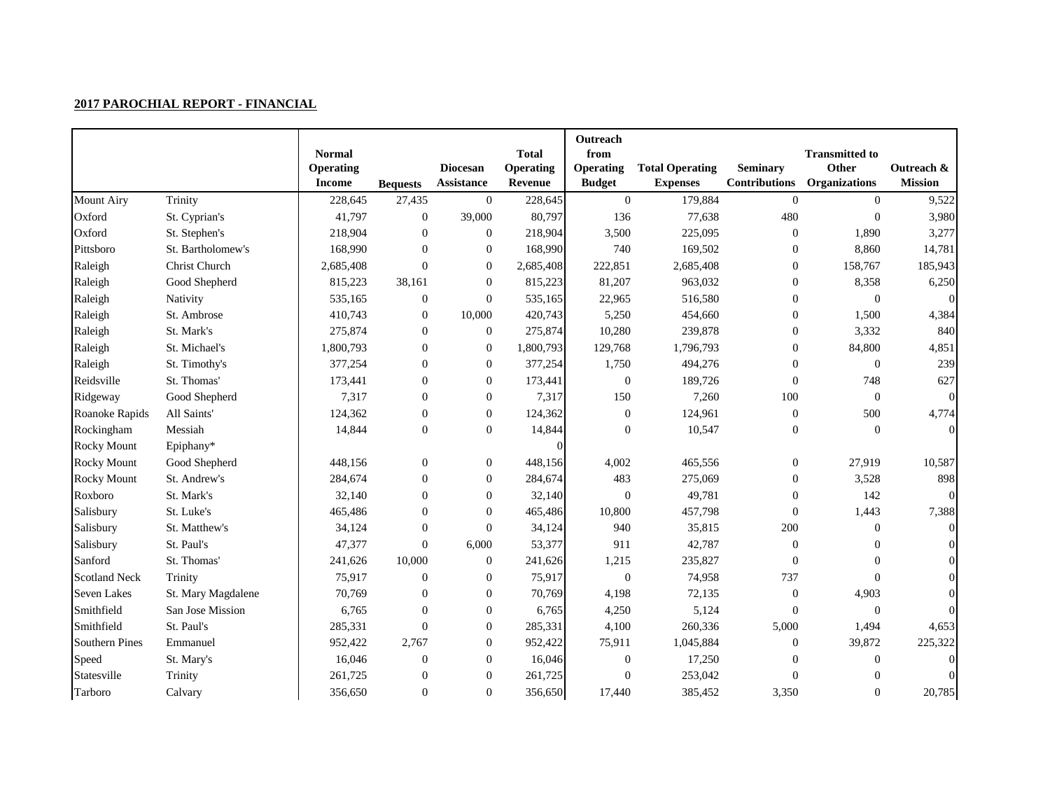**2017 PAROCHIAL REPORT - FINANCIAL**

| | | Normal Operating Income | Bequests | Diocesan Assistance | Total Operating Revenue | Outreach from Operating Budget | Total Operating Expenses | Seminary Contributions | Transmitted to Other Organizations | Outreach & Mission |
|---|---|---|---|---|---|---|---|---|---|---|
| Mount Airy | Trinity | 228,645 | 27,435 | 0 | 228,645 | 0 | 179,884 | 0 | 0 | 9,522 |
| Oxford | St. Cyprian's | 41,797 | 0 | 39,000 | 80,797 | 136 | 77,638 | 480 | 0 | 3,980 |
| Oxford | St. Stephen's | 218,904 | 0 | 0 | 218,904 | 3,500 | 225,095 | 0 | 1,890 | 3,277 |
| Pittsboro | St. Bartholomew's | 168,990 | 0 | 0 | 168,990 | 740 | 169,502 | 0 | 8,860 | 14,781 |
| Raleigh | Christ Church | 2,685,408 | 0 | 0 | 2,685,408 | 222,851 | 2,685,408 | 0 | 158,767 | 185,943 |
| Raleigh | Good Shepherd | 815,223 | 38,161 | 0 | 815,223 | 81,207 | 963,032 | 0 | 8,358 | 6,250 |
| Raleigh | Nativity | 535,165 | 0 | 0 | 535,165 | 22,965 | 516,580 | 0 | 0 | 0 |
| Raleigh | St. Ambrose | 410,743 | 0 | 10,000 | 420,743 | 5,250 | 454,660 | 0 | 1,500 | 4,384 |
| Raleigh | St. Mark's | 275,874 | 0 | 0 | 275,874 | 10,280 | 239,878 | 0 | 3,332 | 840 |
| Raleigh | St. Michael's | 1,800,793 | 0 | 0 | 1,800,793 | 129,768 | 1,796,793 | 0 | 84,800 | 4,851 |
| Raleigh | St. Timothy's | 377,254 | 0 | 0 | 377,254 | 1,750 | 494,276 | 0 | 0 | 239 |
| Reidsville | St. Thomas' | 173,441 | 0 | 0 | 173,441 | 0 | 189,726 | 0 | 748 | 627 |
| Ridgeway | Good Shepherd | 7,317 | 0 | 0 | 7,317 | 150 | 7,260 | 100 | 0 | 0 |
| Roanoke Rapids | All Saints' | 124,362 | 0 | 0 | 124,362 | 0 | 124,961 | 0 | 500 | 4,774 |
| Rockingham | Messiah | 14,844 | 0 | 0 | 14,844 | 0 | 10,547 | 0 | 0 | 0 |
| Rocky Mount | Epiphany* | | | | 0 | | | | | |
| Rocky Mount | Good Shepherd | 448,156 | 0 | 0 | 448,156 | 4,002 | 465,556 | 0 | 27,919 | 10,587 |
| Rocky Mount | St. Andrew's | 284,674 | 0 | 0 | 284,674 | 483 | 275,069 | 0 | 3,528 | 898 |
| Roxboro | St. Mark's | 32,140 | 0 | 0 | 32,140 | 0 | 49,781 | 0 | 142 | 0 |
| Salisbury | St. Luke's | 465,486 | 0 | 0 | 465,486 | 10,800 | 457,798 | 0 | 1,443 | 7,388 |
| Salisbury | St. Matthew's | 34,124 | 0 | 0 | 34,124 | 940 | 35,815 | 200 | 0 | 0 |
| Salisbury | St. Paul's | 47,377 | 0 | 6,000 | 53,377 | 911 | 42,787 | 0 | 0 | 0 |
| Sanford | St. Thomas' | 241,626 | 10,000 | 0 | 241,626 | 1,215 | 235,827 | 0 | 0 | 0 |
| Scotland Neck | Trinity | 75,917 | 0 | 0 | 75,917 | 0 | 74,958 | 737 | 0 | 0 |
| Seven Lakes | St. Mary Magdalene | 70,769 | 0 | 0 | 70,769 | 4,198 | 72,135 | 0 | 4,903 | 0 |
| Smithfield | San Jose Mission | 6,765 | 0 | 0 | 6,765 | 4,250 | 5,124 | 0 | 0 | 0 |
| Smithfield | St. Paul's | 285,331 | 0 | 0 | 285,331 | 4,100 | 260,336 | 5,000 | 1,494 | 4,653 |
| Southern Pines | Emmanuel | 952,422 | 2,767 | 0 | 952,422 | 75,911 | 1,045,884 | 0 | 39,872 | 225,322 |
| Speed | St. Mary's | 16,046 | 0 | 0 | 16,046 | 0 | 17,250 | 0 | 0 | 0 |
| Statesville | Trinity | 261,725 | 0 | 0 | 261,725 | 0 | 253,042 | 0 | 0 | 0 |
| Tarboro | Calvary | 356,650 | 0 | 0 | 356,650 | 17,440 | 385,452 | 3,350 | 0 | 20,785 |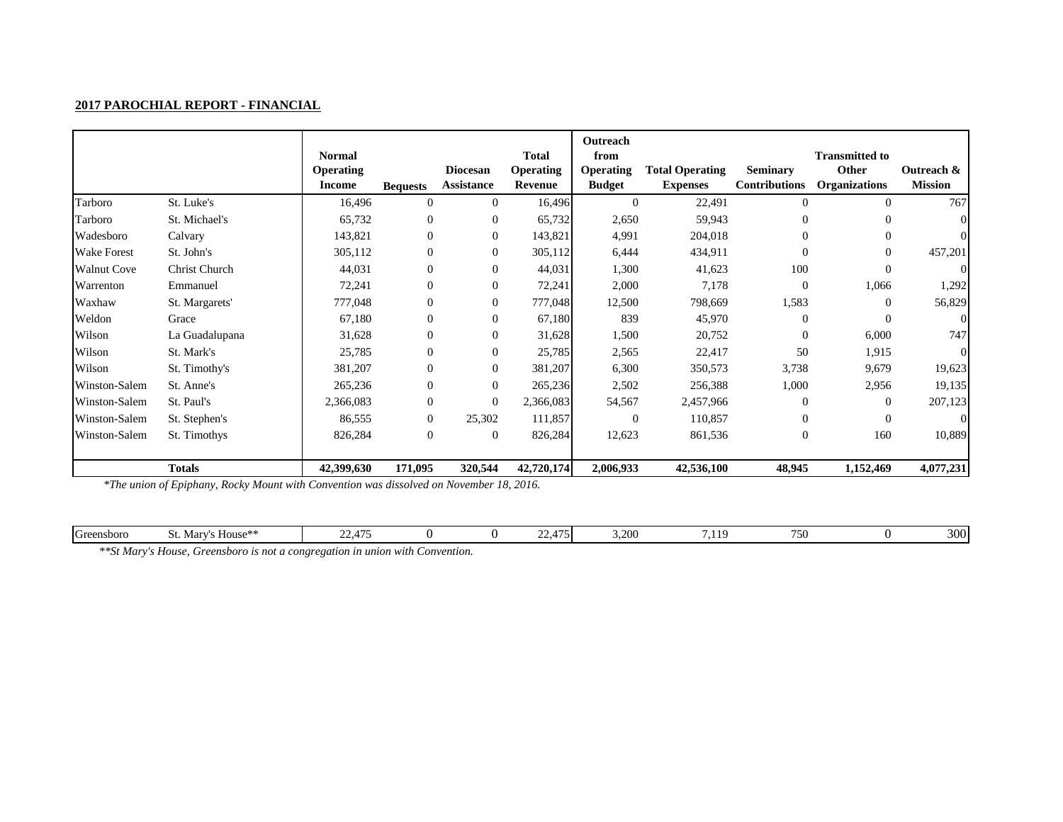**2017 PAROCHIAL REPORT - FINANCIAL**

| | | Normal Operating Income | Bequests | Diocesan Assistance | Total Operating Revenue | Outreach from Operating Budget | Total Operating Expenses | Seminary Contributions | Transmitted to Other Organizations | Outreach & Mission |
|---|---|---|---|---|---|---|---|---|---|---|
| Tarboro | St. Luke's | 16,496 | 0 | 0 | 16,496 | 0 | 22,491 | 0 | 0 | 767 |
| Tarboro | St. Michael's | 65,732 | 0 | 0 | 65,732 | 2,650 | 59,943 | 0 | 0 | 0 |
| Wadesboro | Calvary | 143,821 | 0 | 0 | 143,821 | 4,991 | 204,018 | 0 | 0 | 0 |
| Wake Forest | St. John's | 305,112 | 0 | 0 | 305,112 | 6,444 | 434,911 | 0 | 0 | 457,201 |
| Walnut Cove | Christ Church | 44,031 | 0 | 0 | 44,031 | 1,300 | 41,623 | 100 | 0 | 0 |
| Warrenton | Emmanuel | 72,241 | 0 | 0 | 72,241 | 2,000 | 7,178 | 0 | 1,066 | 1,292 |
| Waxhaw | St. Margarets' | 777,048 | 0 | 0 | 777,048 | 12,500 | 798,669 | 1,583 | 0 | 56,829 |
| Weldon | Grace | 67,180 | 0 | 0 | 67,180 | 839 | 45,970 | 0 | 0 | 0 |
| Wilson | La Guadalupana | 31,628 | 0 | 0 | 31,628 | 1,500 | 20,752 | 0 | 6,000 | 747 |
| Wilson | St. Mark's | 25,785 | 0 | 0 | 25,785 | 2,565 | 22,417 | 50 | 1,915 | 0 |
| Wilson | St. Timothy's | 381,207 | 0 | 0 | 381,207 | 6,300 | 350,573 | 3,738 | 9,679 | 19,623 |
| Winston-Salem | St. Anne's | 265,236 | 0 | 0 | 265,236 | 2,502 | 256,388 | 1,000 | 2,956 | 19,135 |
| Winston-Salem | St. Paul's | 2,366,083 | 0 | 0 | 2,366,083 | 54,567 | 2,457,966 | 0 | 0 | 207,123 |
| Winston-Salem | St. Stephen's | 86,555 | 0 | 25,302 | 111,857 | 0 | 110,857 | 0 | 0 | 0 |
| Winston-Salem | St. Timothys | 826,284 | 0 | 0 | 826,284 | 12,623 | 861,536 | 0 | 160 | 10,889 |
| | **Totals** | **42,399,630** | **171,095** | **320,544** | **42,720,174** | **2,006,933** | **42,536,100** | **48,945** | **1,152,469** | **4,077,231** |

*\*The union of Epiphany, Rocky Mount with Convention was dissolved on November 18, 2016.*

| | | | | | | | | | | |
|---|---|---|---|---|---|---|---|---|---|---|
| Greensboro | St. Mary's House** | 22,475 | 0 | 0 | 22,475 | 3,200 | 7,119 | 750 | 0 | 300 |

*\*\*St Mary's House, Greensboro is not a congregation in union with Convention.*